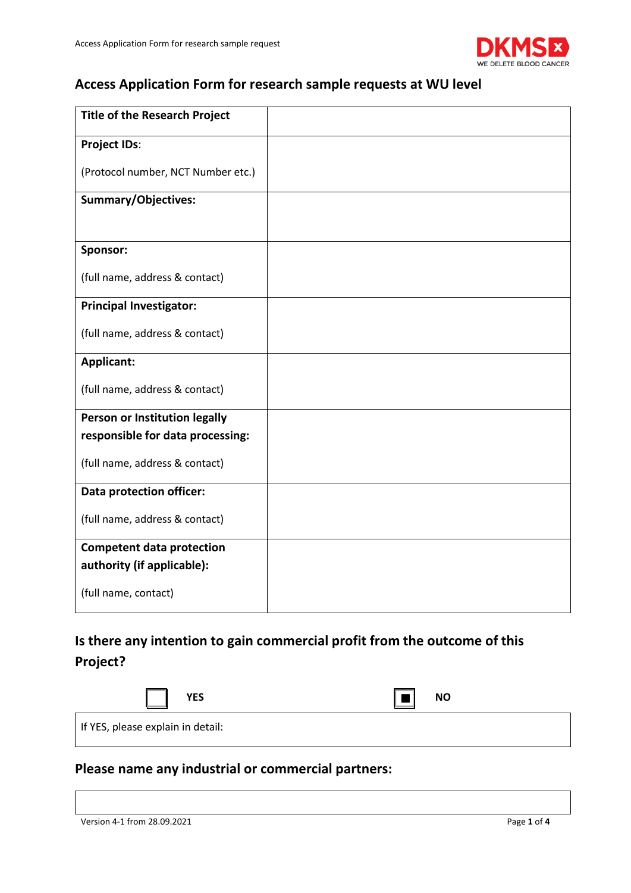## Access Application Form for research sample requests at WU level

| | |
|---|---|
| **Title of the Research Project** | |
| **Project IDs**:<br><br>(Protocol number, NCT Number etc.) | |
| **Summary/Objectives:** | |
| **Sponsor:**<br><br>(full name, address & contact) | |
| **Principal Investigator:**<br><br>(full name, address & contact) | |
| **Applicant:**<br><br>(full name, address & contact) | |
| **Person or Institution legally responsible for data processing:**<br><br>(full name, address & contact) | |
| **Data protection officer:**<br><br>(full name, address & contact) | |
| **Competent data protection authority (if applicable):**<br><br>(full name, contact) | |

### Is there any intention to gain commercial profit from the outcome of this Project?

☐ **YES** ☒ **NO**

| If YES, please explain in detail: |
|---|

### Please name any industrial or commercial partners:

| |
|---|
| |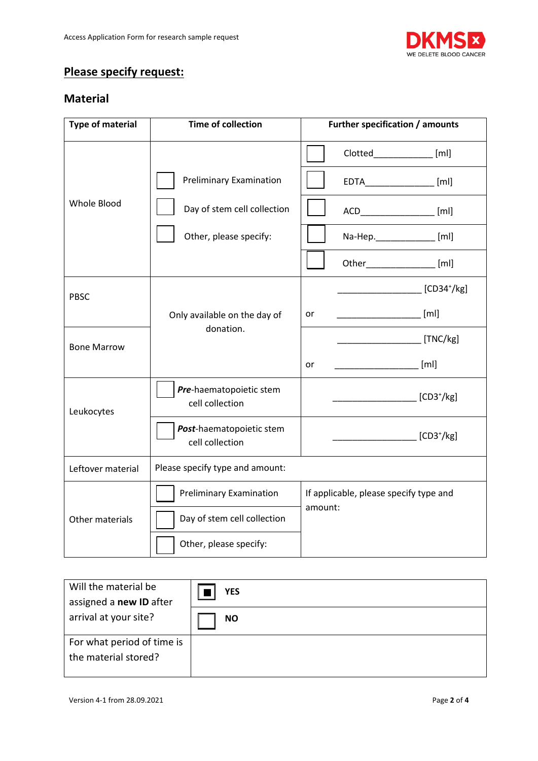# Please specify request:

## Material

| Type of material | Time of collection | Further specification / amounts |
| --- | --- | --- |
| Whole Blood | ☐ Preliminary Examination<br>☐ Day of stem cell collection<br>☐ Other, please specify: | ☐ Clotted____________ [ml]<br>☐ EDTA______________ [ml]<br>☐ ACD_______________ [ml]<br>☐ Na-Hep.___________ [ml]<br>☐ Other______________ [ml] |
| PBSC | Only available on the day of donation. | ________________ [$CD34^+$/kg]<br>or ________________ [ml] |
| Bone Marrow | | ________________ [TNC/kg]<br>or ________________ [ml] |
| Leukocytes | ☐ ***Pre***-haematopoietic stem cell collection | ________________ [$CD3^+$/kg] |
| | ☐ ***Post***-haematopoietic stem cell collection | ________________ [$CD3^+$/kg] |
| Leftover material | Please specify type and amount: | |
| Other materials | ☐ Preliminary Examination<br>☐ Day of stem cell collection<br>☐ Other, please specify: | If applicable, please specify type and amount: |

| | |
| --- | --- |
| Will the material be assigned a **new ID** after arrival at your site? | ☒ **YES**<br>☐ **NO** |
| For what period of time is the material stored? | |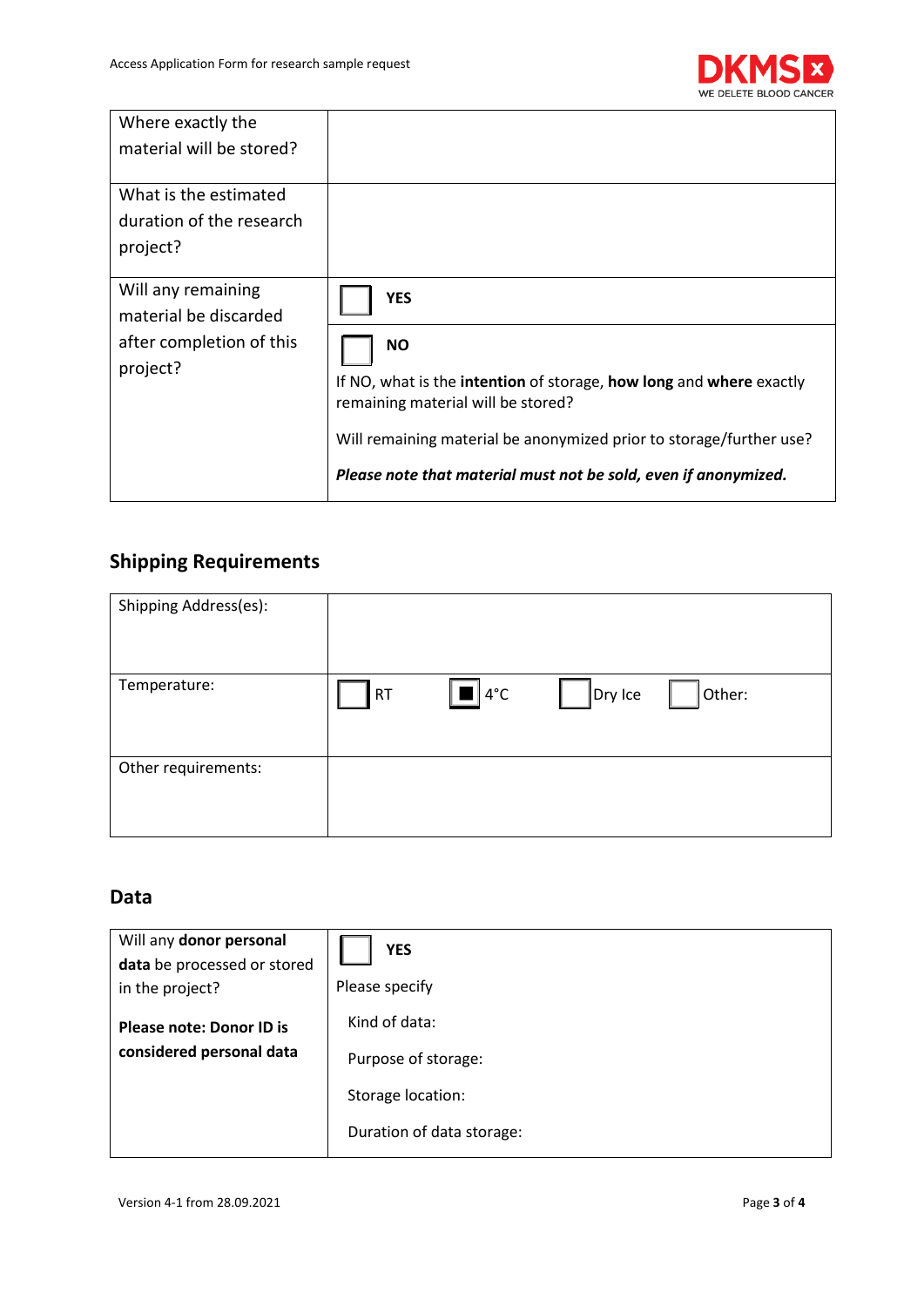| Where exactly the material will be stored? | |
|---|---|
| What is the estimated duration of the research project? | |
| Will any remaining material be discarded after completion of this project? | ☐ **YES** |
| | ☐ **NO**<br>If NO, what is the **intention** of storage, **how long** and **where** exactly remaining material will be stored?<br>Will remaining material be anonymized prior to storage/further use?<br>***Please note that material must not be sold, even if anonymized.*** |

## Shipping Requirements

| Shipping Address(es): | | | | |
|---|---|---|---|---|
| Temperature: | ☐ RT | ☒ 4°C | ☐ Dry Ice | ☐ Other: |
| Other requirements: | | | | |

## Data

| Will any **donor personal data** be processed or stored in the project?<br><br>**Please note: Donor ID is considered personal data** | ☐ **YES**<br>Please specify<br>Kind of data:<br>Purpose of storage:<br>Storage location:<br>Duration of data storage: |
|---|---|

Version 4-1 from 28.09.2021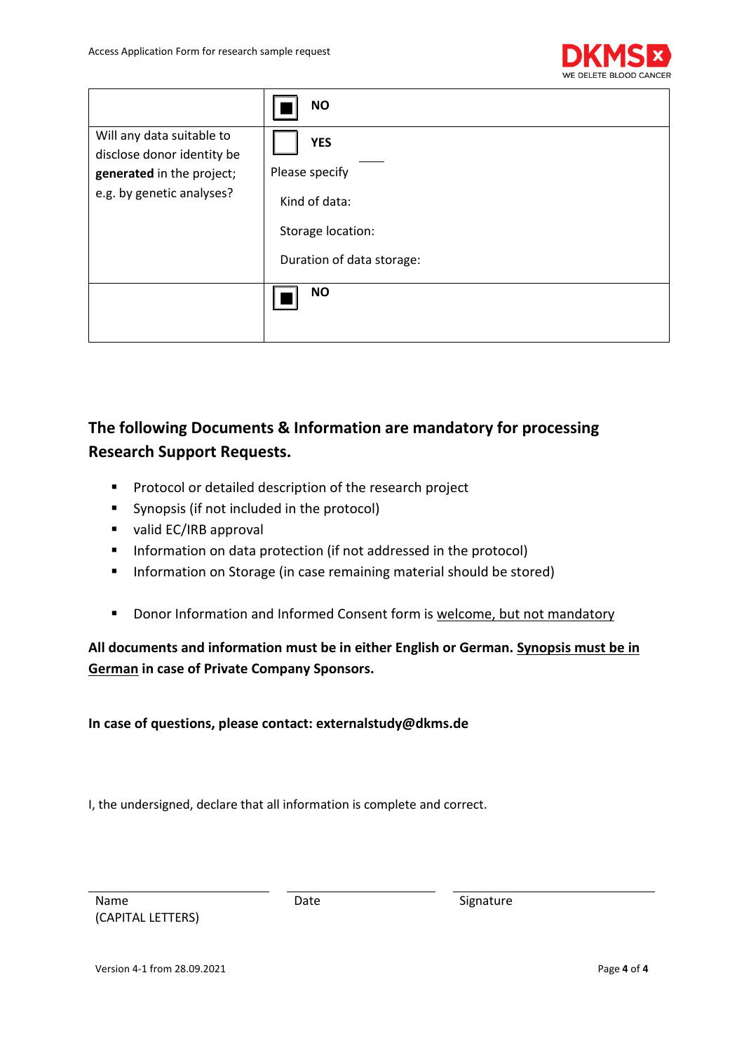| | |
|---|---|
| | ■ **NO** |
| Will any data suitable to disclose donor identity be **generated** in the project; e.g. by genetic analyses? | ☐ **YES**<br>Please specify<br>Kind of data:<br>Storage location:<br>Duration of data storage: |
| | ■ **NO** |

## The following Documents & Information are mandatory for processing Research Support Requests.

- Protocol or detailed description of the research project
- Synopsis (if not included in the protocol)
- valid EC/IRB approval
- Information on data protection (if not addressed in the protocol)
- Information on Storage (in case remaining material should be stored)

- Donor Information and Informed Consent form is welcome, but not mandatory

**All documents and information must be in either English or German. Synopsis must be in German in case of Private Company Sponsors.**

**In case of questions, please contact: externalstudy@dkms.de**

I, the undersigned, declare that all information is complete and correct.

| Name (CAPITAL LETTERS) | Date | Signature |
|---|---|---|